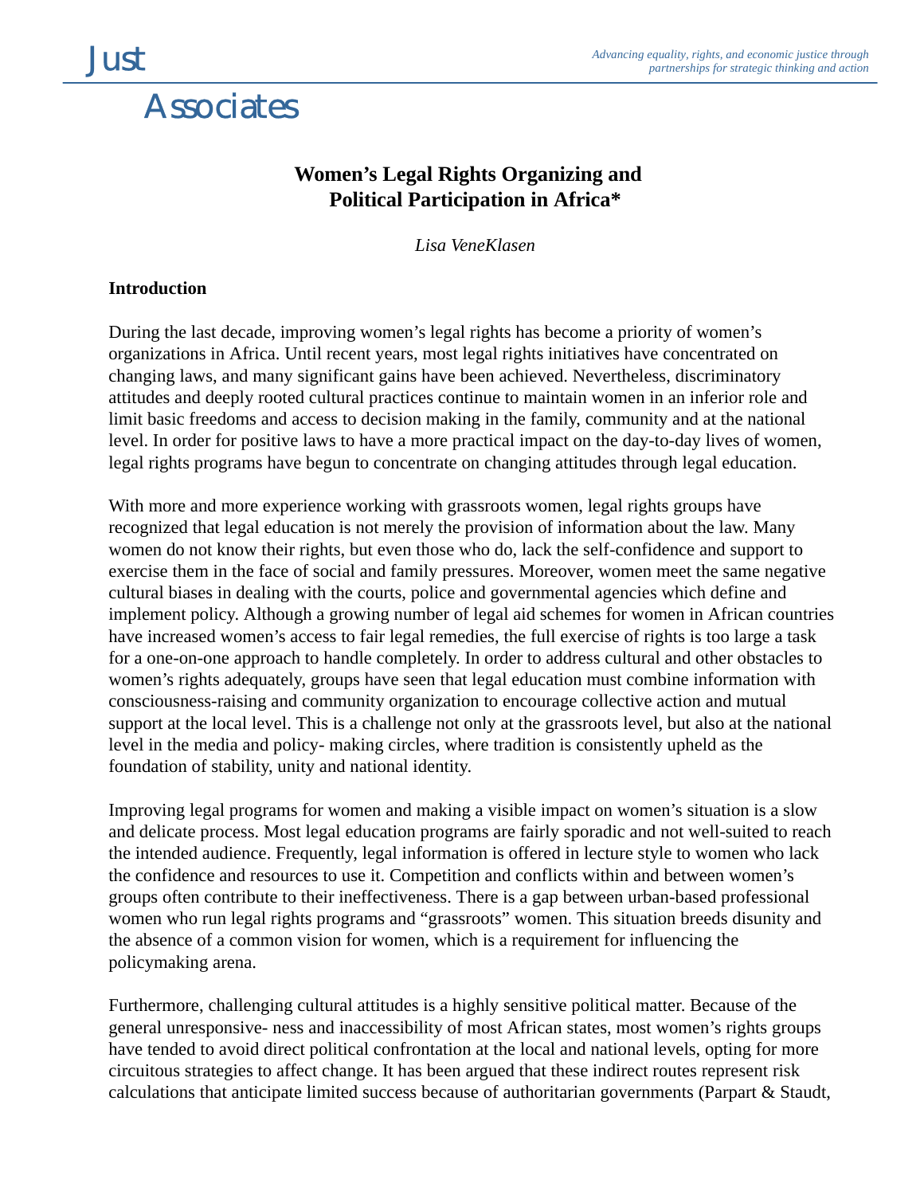# Women's Legal Rights Organizing and Political Participation in Africa*

*Lisa VeneKlasen*

## Introduction

During the last decade, improving women's legal rights has become a priority of women's organizations in Africa. Until recent years, most legal rights initiatives have concentrated on changing laws, and many significant gains have been achieved. Nevertheless, discriminatory attitudes and deeply rooted cultural practices continue to maintain women in an inferior role and limit basic freedoms and access to decision making in the family, community and at the national level. In order for positive laws to have a more practical impact on the day-to-day lives of women, legal rights programs have begun to concentrate on changing attitudes through legal education.

With more and more experience working with grassroots women, legal rights groups have recognized that legal education is not merely the provision of information about the law. Many women do not know their rights, but even those who do, lack the self-confidence and support to exercise them in the face of social and family pressures. Moreover, women meet the same negative cultural biases in dealing with the courts, police and governmental agencies which define and implement policy. Although a growing number of legal aid schemes for women in African countries have increased women's access to fair legal remedies, the full exercise of rights is too large a task for a one-on-one approach to handle completely. In order to address cultural and other obstacles to women's rights adequately, groups have seen that legal education must combine information with consciousness-raising and community organization to encourage collective action and mutual support at the local level. This is a challenge not only at the grassroots level, but also at the national level in the media and policy- making circles, where tradition is consistently upheld as the foundation of stability, unity and national identity.

Improving legal programs for women and making a visible impact on women's situation is a slow and delicate process. Most legal education programs are fairly sporadic and not well-suited to reach the intended audience. Frequently, legal information is offered in lecture style to women who lack the confidence and resources to use it. Competition and conflicts within and between women's groups often contribute to their ineffectiveness. There is a gap between urban-based professional women who run legal rights programs and "grassroots" women. This situation breeds disunity and the absence of a common vision for women, which is a requirement for influencing the policymaking arena.

Furthermore, challenging cultural attitudes is a highly sensitive political matter. Because of the general unresponsive- ness and inaccessibility of most African states, most women's rights groups have tended to avoid direct political confrontation at the local and national levels, opting for more circuitous strategies to affect change. It has been argued that these indirect routes represent risk calculations that anticipate limited success because of authoritarian governments (Parpart & Staudt,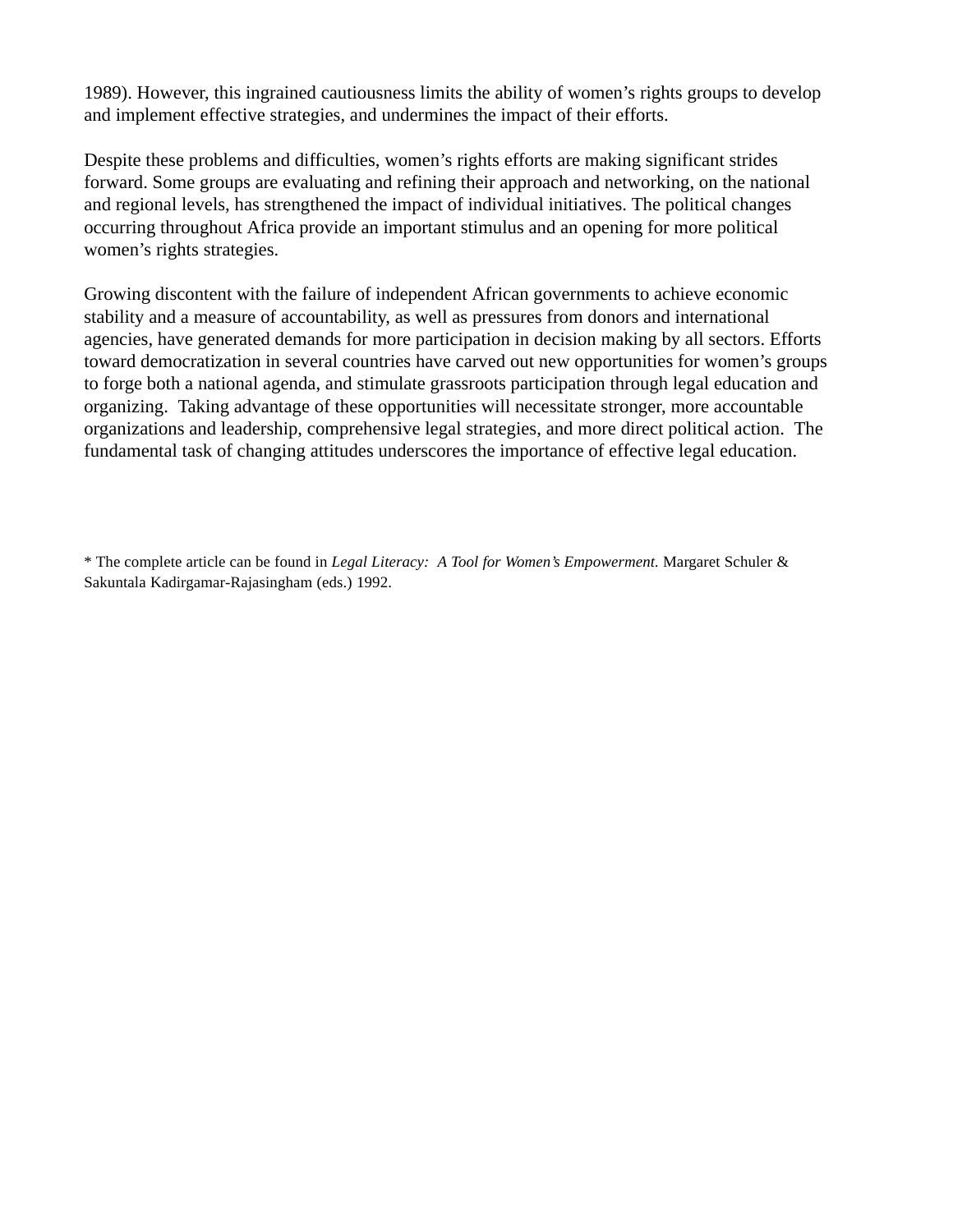1989). However, this ingrained cautiousness limits the ability of women’s rights groups to develop and implement effective strategies, and undermines the impact of their efforts.

Despite these problems and difficulties, women’s rights efforts are making significant strides forward. Some groups are evaluating and refining their approach and networking, on the national and regional levels, has strengthened the impact of individual initiatives. The political changes occurring throughout Africa provide an important stimulus and an opening for more political women’s rights strategies.

Growing discontent with the failure of independent African governments to achieve economic stability and a measure of accountability, as well as pressures from donors and international agencies, have generated demands for more participation in decision making by all sectors. Efforts toward democratization in several countries have carved out new opportunities for women’s groups to forge both a national agenda, and stimulate grassroots participation through legal education and organizing. Taking advantage of these opportunities will necessitate stronger, more accountable organizations and leadership, comprehensive legal strategies, and more direct political action. The fundamental task of changing attitudes underscores the importance of effective legal education.

* The complete article can be found in *Legal Literacy: A Tool for Women’s Empowerment.* Margaret Schuler & Sakuntala Kadirgamar-Rajasingham (eds.) 1992.